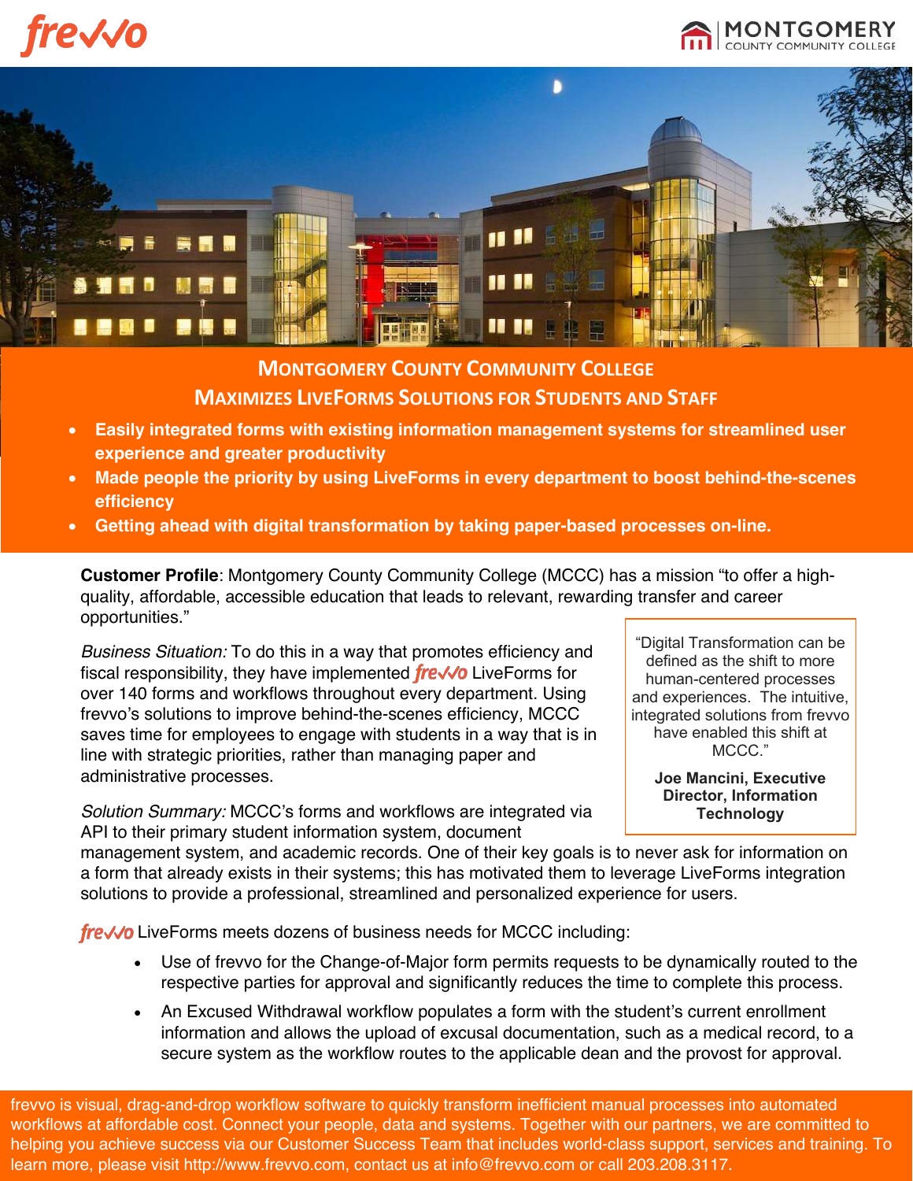# Montgomery County Community College Maximizes LiveForms Solutions for Students and Staff

- **Easily integrated forms with existing information management systems for streamlined user experience and greater productivity**
- **Made people the priority by using LiveForms in every department to boost behind-the-scenes efficiency**
- **Getting ahead with digital transformation by taking paper-based processes on-line.**

**Customer Profile**: Montgomery County Community College (MCCC) has a mission "to offer a high-quality, affordable, accessible education that leads to relevant, rewarding transfer and career opportunities."

*Business Situation:* To do this in a way that promotes efficiency and fiscal responsibility, they have implemented frevvo LiveForms for over 140 forms and workflows throughout every department. Using frevvo's solutions to improve behind-the-scenes efficiency, MCCC saves time for employees to engage with students in a way that is in line with strategic priorities, rather than managing paper and administrative processes.

> "Digital Transformation can be defined as the shift to more human-centered processes and experiences. The intuitive, integrated solutions from frevvo have enabled this shift at MCCC."
>
> **Joe Mancini, Executive Director, Information Technology**

*Solution Summary:* MCCC's forms and workflows are integrated via API to their primary student information system, document management system, and academic records. One of their key goals is to never ask for information on a form that already exists in their systems; this has motivated them to leverage LiveForms integration solutions to provide a professional, streamlined and personalized experience for users.

frevvo LiveForms meets dozens of business needs for MCCC including:

- Use of frevvo for the Change-of-Major form permits requests to be dynamically routed to the respective parties for approval and significantly reduces the time to complete this process.
- An Excused Withdrawal workflow populates a form with the student's current enrollment information and allows the upload of excusal documentation, such as a medical record, to a secure system as the workflow routes to the applicable dean and the provost for approval.

frevvo is visual, drag-and-drop workflow software to quickly transform inefficient manual processes into automated workflows at affordable cost. Connect your people, data and systems. Together with our partners, we are committed to helping you achieve success via our Customer Success Team that includes world-class support, services and training. To learn more, please visit http://www.frevvo.com, contact us at info@frevvo.com or call 203.208.3117.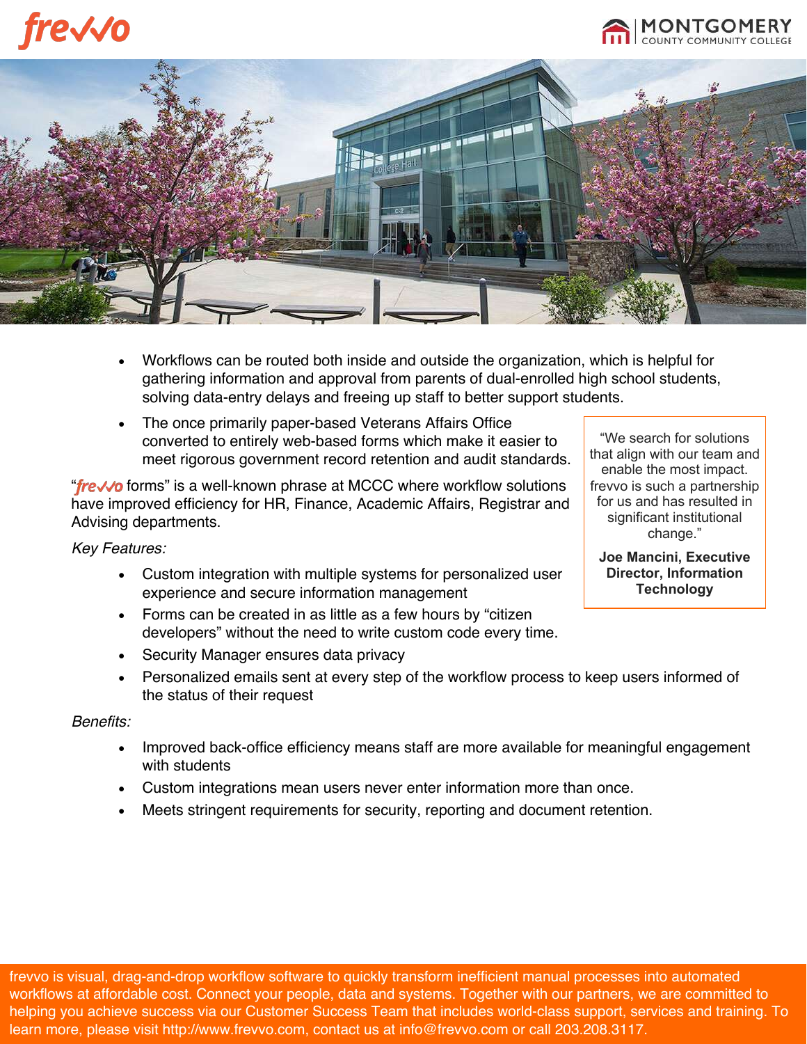- Workflows can be routed both inside and outside the organization, which is helpful for gathering information and approval from parents of dual-enrolled high school students, solving data-entry delays and freeing up staff to better support students.
- The once primarily paper-based Veterans Affairs Office converted to entirely web-based forms which make it easier to meet rigorous government record retention and audit standards.

"frevvo forms" is a well-known phrase at MCCC where workflow solutions have improved efficiency for HR, Finance, Academic Affairs, Registrar and Advising departments.

> "We search for solutions that align with our team and enable the most impact. frevvo is such a partnership for us and has resulted in significant institutional change."
>
> **Joe Mancini, Executive Director, Information Technology**

*Key Features:*

- Custom integration with multiple systems for personalized user experience and secure information management
- Forms can be created in as little as a few hours by "citizen developers" without the need to write custom code every time.
- Security Manager ensures data privacy
- Personalized emails sent at every step of the workflow process to keep users informed of the status of their request

*Benefits:*

- Improved back-office efficiency means staff are more available for meaningful engagement with students
- Custom integrations mean users never enter information more than once.
- Meets stringent requirements for security, reporting and document retention.

frevvo is visual, drag-and-drop workflow software to quickly transform inefficient manual processes into automated workflows at affordable cost. Connect your people, data and systems. Together with our partners, we are committed to helping you achieve success via our Customer Success Team that includes world-class support, services and training. To learn more, please visit http://www.frevvo.com, contact us at info@frevvo.com or call 203.208.3117.